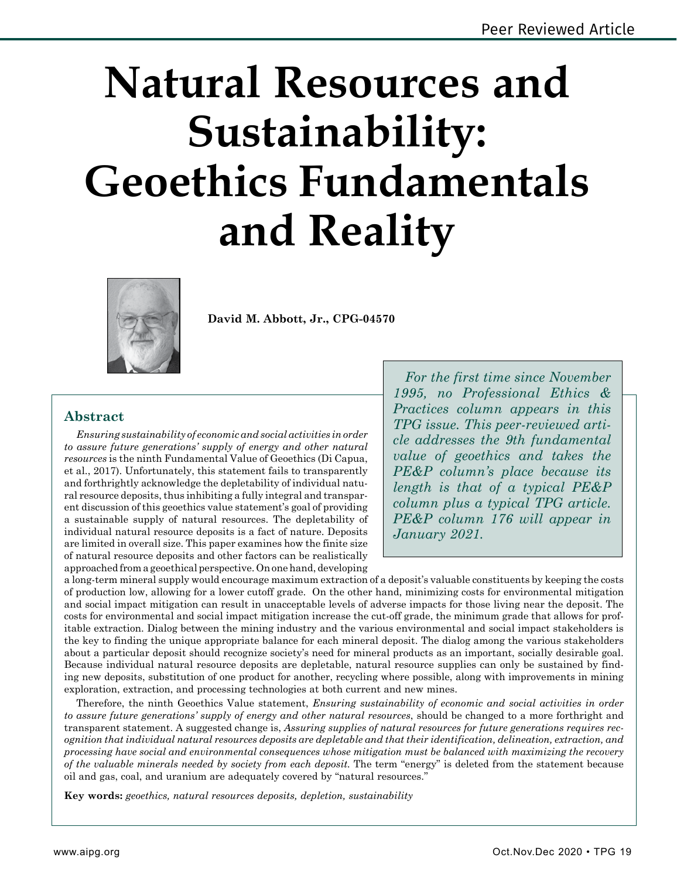# Natural Resources and Sustainability: Geoethics Fundamentals and Reality

**David M. Abbott, Jr., CPG-04570**

*For the first time since November 1995, no Professional Ethics & Practices column appears in this TPG issue. This peer-reviewed article addresses the 9th fundamental value of geoethics and takes the PE&P column's place because its length is that of a typical PE&P column plus a typical TPG article. PE&P column 176 will appear in January 2021.*

## Abstract

*Ensuring sustainability of economic and social activities in order to assure future generations' supply of energy and other natural resources* is the ninth Fundamental Value of Geoethics (Di Capua, et al., 2017). Unfortunately, this statement fails to transparently and forthrightly acknowledge the depletability of individual natural resource deposits, thus inhibiting a fully integral and transparent discussion of this geoethics value statement's goal of providing a sustainable supply of natural resources. The depletability of individual natural resource deposits is a fact of nature. Deposits are limited in overall size. This paper examines how the finite size of natural resource deposits and other factors can be realistically approached from a geoethical perspective. On one hand, developing a long-term mineral supply would encourage maximum extraction of a deposit's valuable constituents by keeping the costs of production low, allowing for a lower cutoff grade. On the other hand, minimizing costs for environmental mitigation and social impact mitigation can result in unacceptable levels of adverse impacts for those living near the deposit. The costs for environmental and social impact mitigation increase the cut-off grade, the minimum grade that allows for profitable extraction. Dialog between the mining industry and the various environmental and social impact stakeholders is the key to finding the unique appropriate balance for each mineral deposit. The dialog among the various stakeholders about a particular deposit should recognize society's need for mineral products as an important, socially desirable goal. Because individual natural resource deposits are depletable, natural resource supplies can only be sustained by finding new deposits, substitution of one product for another, recycling where possible, along with improvements in mining exploration, extraction, and processing technologies at both current and new mines.

Therefore, the ninth Geoethics Value statement, *Ensuring sustainability of economic and social activities in order to assure future generations' supply of energy and other natural resources*, should be changed to a more forthright and transparent statement. A suggested change is, *Assuring supplies of natural resources for future generations requires recognition that individual natural resources deposits are depletable and that their identification, delineation, extraction, and processing have social and environmental consequences whose mitigation must be balanced with maximizing the recovery of the valuable minerals needed by society from each deposit.* The term "energy" is deleted from the statement because oil and gas, coal, and uranium are adequately covered by "natural resources."

**Key words:** *geoethics, natural resources deposits, depletion, sustainability*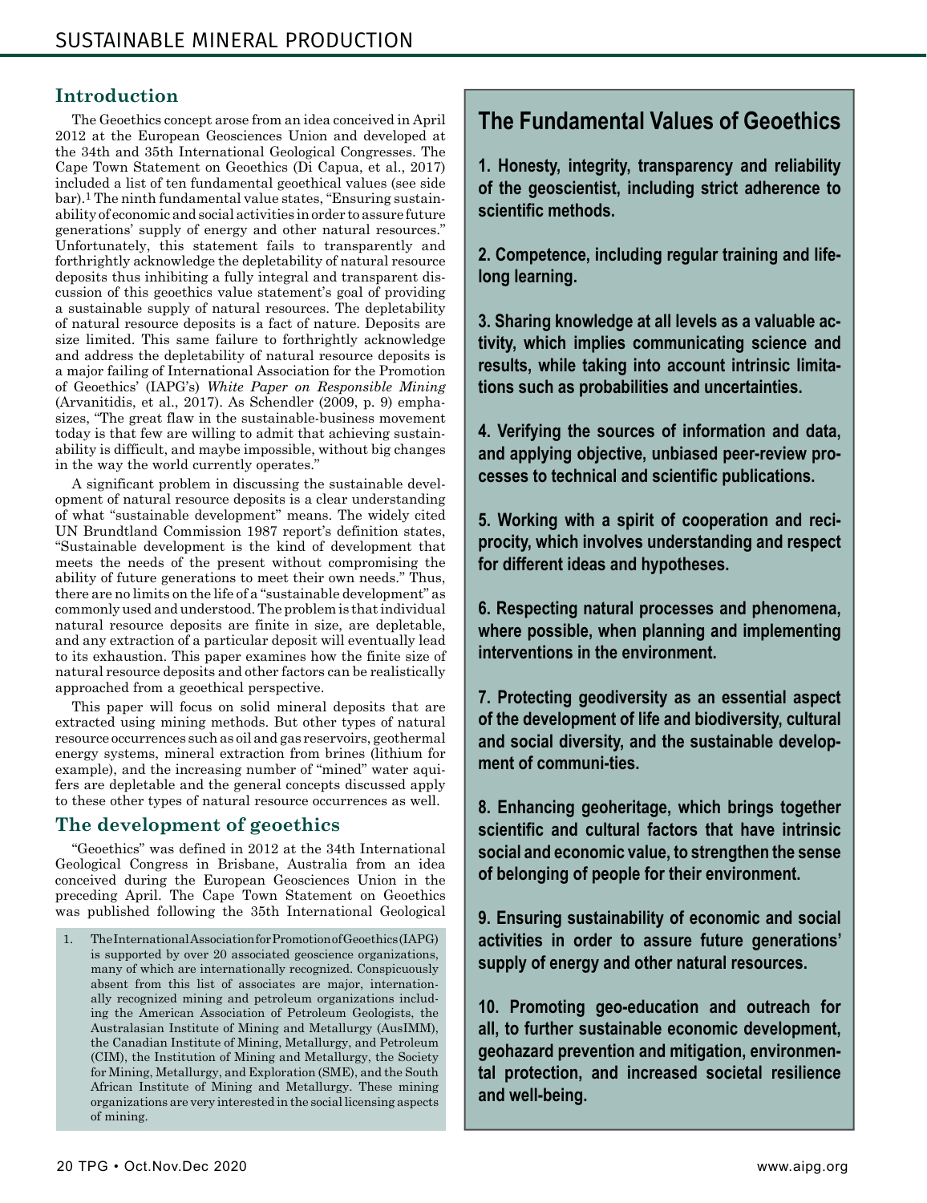## Introduction

The Geoethics concept arose from an idea conceived in April 2012 at the European Geosciences Union and developed at the 34th and 35th International Geological Congresses. The Cape Town Statement on Geoethics (Di Capua, et al., 2017) included a list of ten fundamental geoethical values (see side bar).[1] The ninth fundamental value states, "Ensuring sustainability of economic and social activities in order to assure future generations' supply of energy and other natural resources." Unfortunately, this statement fails to transparently and forthrightly acknowledge the depletability of natural resource deposits thus inhibiting a fully integral and transparent discussion of this geoethics value statement's goal of providing a sustainable supply of natural resources. The depletability of natural resource deposits is a fact of nature. Deposits are size limited. This same failure to forthrightly acknowledge and address the depletability of natural resource deposits is a major failing of International Association for the Promotion of Geoethics' (IAPG's) *White Paper on Responsible Mining* (Arvanitidis, et al., 2017). As Schendler (2009, p. 9) emphasizes, "The great flaw in the sustainable-business movement today is that few are willing to admit that achieving sustainability is difficult, and maybe impossible, without big changes in the way the world currently operates."

A significant problem in discussing the sustainable development of natural resource deposits is a clear understanding of what "sustainable development" means. The widely cited UN Brundtland Commission 1987 report's definition states, "Sustainable development is the kind of development that meets the needs of the present without compromising the ability of future generations to meet their own needs." Thus, there are no limits on the life of a "sustainable development" as commonly used and understood. The problem is that individual natural resource deposits are finite in size, are depletable, and any extraction of a particular deposit will eventually lead to its exhaustion. This paper examines how the finite size of natural resource deposits and other factors can be realistically approached from a geoethical perspective.

This paper will focus on solid mineral deposits that are extracted using mining methods. But other types of natural resource occurrences such as oil and gas reservoirs, geothermal energy systems, mineral extraction from brines (lithium for example), and the increasing number of "mined" water aquifers are depletable and the general concepts discussed apply to these other types of natural resource occurrences as well.

## The development of geoethics

"Geoethics" was defined in 2012 at the 34th International Geological Congress in Brisbane, Australia from an idea conceived during the European Geosciences Union in the preceding April. The Cape Town Statement on Geoethics was published following the 35th International Geological

1. The International Association for Promotion of Geoethics (IAPG) is supported by over 20 associated geoscience organizations, many of which are internationally recognized. Conspicuously absent from this list of associates are major, internationally recognized mining and petroleum organizations including the American Association of Petroleum Geologists, the Australasian Institute of Mining and Metallurgy (AusIMM), the Canadian Institute of Mining, Metallurgy, and Petroleum (CIM), the Institution of Mining and Metallurgy, the Society for Mining, Metallurgy, and Exploration (SME), and the South African Institute of Mining and Metallurgy. These mining organizations are very interested in the social licensing aspects of mining.

## The Fundamental Values of Geoethics

**1. Honesty, integrity, transparency and reliability of the geoscientist, including strict adherence to scientific methods.**

**2. Competence, including regular training and life-long learning.**

**3. Sharing knowledge at all levels as a valuable activity, which implies communicating science and results, while taking into account intrinsic limitations such as probabilities and uncertainties.**

**4. Verifying the sources of information and data, and applying objective, unbiased peer-review processes to technical and scientific publications.**

**5. Working with a spirit of cooperation and reciprocity, which involves understanding and respect for different ideas and hypotheses.**

**6. Respecting natural processes and phenomena, where possible, when planning and implementing interventions in the environment.**

**7. Protecting geodiversity as an essential aspect of the development of life and biodiversity, cultural and social diversity, and the sustainable development of communi-ties.**

**8. Enhancing geoheritage, which brings together scientific and cultural factors that have intrinsic social and economic value, to strengthen the sense of belonging of people for their environment.**

**9. Ensuring sustainability of economic and social activities in order to assure future generations' supply of energy and other natural resources.**

**10. Promoting geo-education and outreach for all, to further sustainable economic development, geohazard prevention and mitigation, environmental protection, and increased societal resilience and well-being.**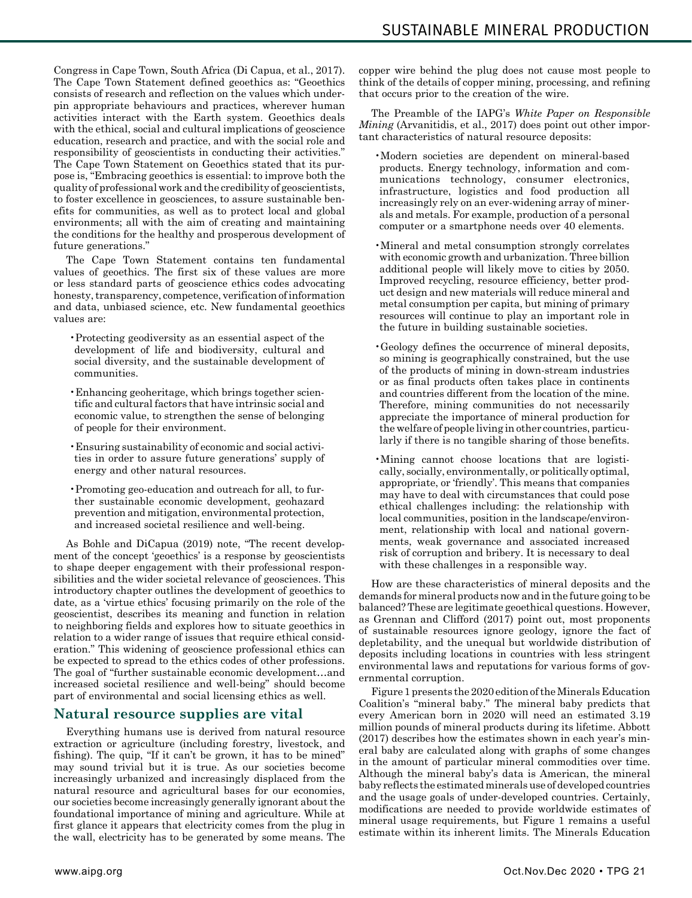Congress in Cape Town, South Africa (Di Capua, et al., 2017). The Cape Town Statement defined geoethics as: "Geoethics consists of research and reflection on the values which underpin appropriate behaviours and practices, wherever human activities interact with the Earth system. Geoethics deals with the ethical, social and cultural implications of geoscience education, research and practice, and with the social role and responsibility of geoscientists in conducting their activities." The Cape Town Statement on Geoethics stated that its purpose is, "Embracing geoethics is essential: to improve both the quality of professional work and the credibility of geoscientists, to foster excellence in geosciences, to assure sustainable benefits for communities, as well as to protect local and global environments; all with the aim of creating and maintaining the conditions for the healthy and prosperous development of future generations."

The Cape Town Statement contains ten fundamental values of geoethics. The first six of these values are more or less standard parts of geoscience ethics codes advocating honesty, transparency, competence, verification of information and data, unbiased science, etc. New fundamental geoethics values are:

- Protecting geodiversity as an essential aspect of the development of life and biodiversity, cultural and social diversity, and the sustainable development of communities.
- Enhancing geoheritage, which brings together scientific and cultural factors that have intrinsic social and economic value, to strengthen the sense of belonging of people for their environment.
- Ensuring sustainability of economic and social activities in order to assure future generations' supply of energy and other natural resources.
- Promoting geo-education and outreach for all, to further sustainable economic development, geohazard prevention and mitigation, environmental protection, and increased societal resilience and well-being.

As Bohle and DiCapua (2019) note, "The recent development of the concept 'geoethics' is a response by geoscientists to shape deeper engagement with their professional responsibilities and the wider societal relevance of geosciences. This introductory chapter outlines the development of geoethics to date, as a 'virtue ethics' focusing primarily on the role of the geoscientist, describes its meaning and function in relation to neighboring fields and explores how to situate geoethics in relation to a wider range of issues that require ethical consideration." This widening of geoscience professional ethics can be expected to spread to the ethics codes of other professions. The goal of "further sustainable economic development…and increased societal resilience and well-being" should become part of environmental and social licensing ethics as well.

## Natural resource supplies are vital

Everything humans use is derived from natural resource extraction or agriculture (including forestry, livestock, and fishing). The quip, "If it can't be grown, it has to be mined" may sound trivial but it is true. As our societies become increasingly urbanized and increasingly displaced from the natural resource and agricultural bases for our economies, our societies become increasingly generally ignorant about the foundational importance of mining and agriculture. While at first glance it appears that electricity comes from the plug in the wall, electricity has to be generated by some means. The copper wire behind the plug does not cause most people to think of the details of copper mining, processing, and refining that occurs prior to the creation of the wire.

The Preamble of the IAPG's *White Paper on Responsible Mining* (Arvanitidis, et al., 2017) does point out other important characteristics of natural resource deposits:

- Modern societies are dependent on mineral-based products. Energy technology, information and communications technology, consumer electronics, infrastructure, logistics and food production all increasingly rely on an ever-widening array of minerals and metals. For example, production of a personal computer or a smartphone needs over 40 elements.
- Mineral and metal consumption strongly correlates with economic growth and urbanization. Three billion additional people will likely move to cities by 2050. Improved recycling, resource efficiency, better product design and new materials will reduce mineral and metal consumption per capita, but mining of primary resources will continue to play an important role in the future in building sustainable societies.
- Geology defines the occurrence of mineral deposits, so mining is geographically constrained, but the use of the products of mining in down-stream industries or as final products often takes place in continents and countries different from the location of the mine. Therefore, mining communities do not necessarily appreciate the importance of mineral production for the welfare of people living in other countries, particularly if there is no tangible sharing of those benefits.
- Mining cannot choose locations that are logistically, socially, environmentally, or politically optimal, appropriate, or 'friendly'. This means that companies may have to deal with circumstances that could pose ethical challenges including: the relationship with local communities, position in the landscape/environment, relationship with local and national governments, weak governance and associated increased risk of corruption and bribery. It is necessary to deal with these challenges in a responsible way.

How are these characteristics of mineral deposits and the demands for mineral products now and in the future going to be balanced? These are legitimate geoethical questions. However, as Grennan and Clifford (2017) point out, most proponents of sustainable resources ignore geology, ignore the fact of depletability, and the unequal but worldwide distribution of deposits including locations in countries with less stringent environmental laws and reputations for various forms of governmental corruption.

Figure 1 presents the 2020 edition of the Minerals Education Coalition's "mineral baby." The mineral baby predicts that every American born in 2020 will need an estimated 3.19 million pounds of mineral products during its lifetime. Abbott (2017) describes how the estimates shown in each year's mineral baby are calculated along with graphs of some changes in the amount of particular mineral commodities over time. Although the mineral baby's data is American, the mineral baby reflects the estimated minerals use of developed countries and the usage goals of under-developed countries. Certainly, modifications are needed to provide worldwide estimates of mineral usage requirements, but Figure 1 remains a useful estimate within its inherent limits. The Minerals Education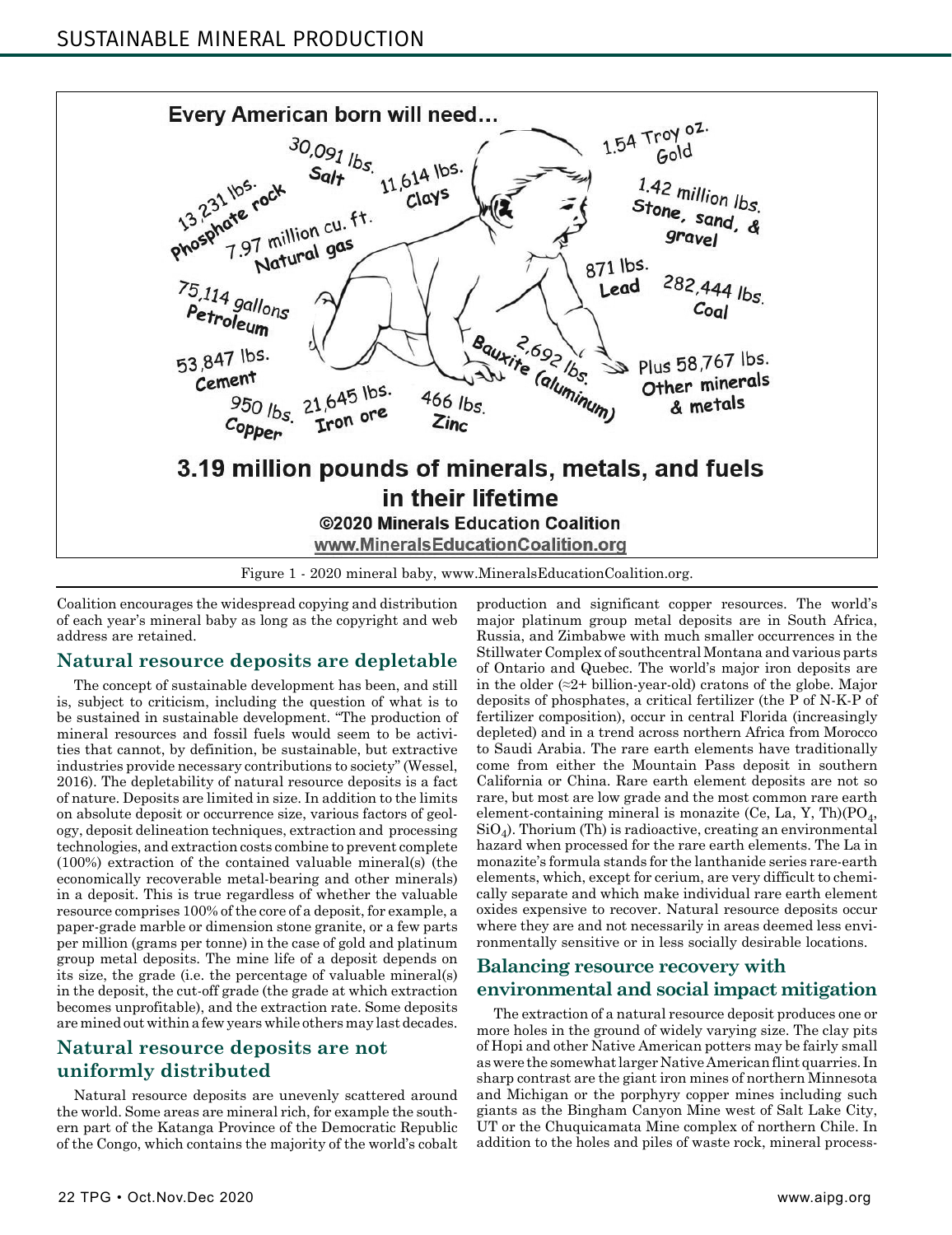**Every American born will need…**

- 30,091 lbs. Salt
- 11,614 lbs. Clays
- 13,231 lbs. Phosphate rock
- 7.97 million cu. ft. Natural gas
- 75,114 gallons Petroleum
- 53,847 lbs. Cement
- 950 lbs. Copper
- 21,645 lbs. Iron ore
- 466 lbs. Zinc
- 2,692 lbs. Bauxite (aluminum)
- 1.54 Troy oz. Gold
- 1.42 million lbs. Stone, sand, & gravel
- 871 lbs. Lead
- 282,444 lbs. Coal
- Plus 58,767 lbs. Other minerals & metals

**3.19 million pounds of minerals, metals, and fuels in their lifetime**

©2020 Minerals Education Coalition
www.MineralsEducationCoalition.org

Figure 1 - 2020 mineral baby, www.MineralsEducationCoalition.org.

Coalition encourages the widespread copying and distribution of each year's mineral baby as long as the copyright and web address are retained.

## Natural resource deposits are depletable

The concept of sustainable development has been, and still is, subject to criticism, including the question of what is to be sustained in sustainable development. "The production of mineral resources and fossil fuels would seem to be activities that cannot, by definition, be sustainable, but extractive industries provide necessary contributions to society" (Wessel, 2016). The depletability of natural resource deposits is a fact of nature. Deposits are limited in size. In addition to the limits on absolute deposit or occurrence size, various factors of geology, deposit delineation techniques, extraction and processing technologies, and extraction costs combine to prevent complete (100%) extraction of the contained valuable mineral(s) (the economically recoverable metal-bearing and other minerals) in a deposit. This is true regardless of whether the valuable resource comprises 100% of the core of a deposit, for example, a paper-grade marble or dimension stone granite, or a few parts per million (grams per tonne) in the case of gold and platinum group metal deposits. The mine life of a deposit depends on its size, the grade (i.e. the percentage of valuable mineral(s) in the deposit, the cut-off grade (the grade at which extraction becomes unprofitable), and the extraction rate. Some deposits are mined out within a few years while others may last decades.

## Natural resource deposits are not uniformly distributed

Natural resource deposits are unevenly scattered around the world. Some areas are mineral rich, for example the southern part of the Katanga Province of the Democratic Republic of the Congo, which contains the majority of the world's cobalt production and significant copper resources. The world's major platinum group metal deposits are in South Africa, Russia, and Zimbabwe with much smaller occurrences in the Stillwater Complex of southcentral Montana and various parts of Ontario and Quebec. The world's major iron deposits are in the older (≈2+ billion-year-old) cratons of the globe. Major deposits of phosphates, a critical fertilizer (the P of N-K-P of fertilizer composition), occur in central Florida (increasingly depleted) and in a trend across northern Africa from Morocco to Saudi Arabia. The rare earth elements have traditionally come from either the Mountain Pass deposit in southern California or China. Rare earth element deposits are not so rare, but most are low grade and the most common rare earth element-containing mineral is monazite (Ce, La, Y, Th)($PO_4$, $SiO_4$). Thorium (Th) is radioactive, creating an environmental hazard when processed for the rare earth elements. The La in monazite's formula stands for the lanthanide series rare-earth elements, which, except for cerium, are very difficult to chemically separate and which make individual rare earth element oxides expensive to recover. Natural resource deposits occur where they are and not necessarily in areas deemed less environmentally sensitive or in less socially desirable locations.

## Balancing resource recovery with environmental and social impact mitigation

The extraction of a natural resource deposit produces one or more holes in the ground of widely varying size. The clay pits of Hopi and other Native American potters may be fairly small as were the somewhat larger Native American flint quarries. In sharp contrast are the giant iron mines of northern Minnesota and Michigan or the porphyry copper mines including such giants as the Bingham Canyon Mine west of Salt Lake City, UT or the Chuquicamata Mine complex of northern Chile. In addition to the holes and piles of waste rock, mineral process-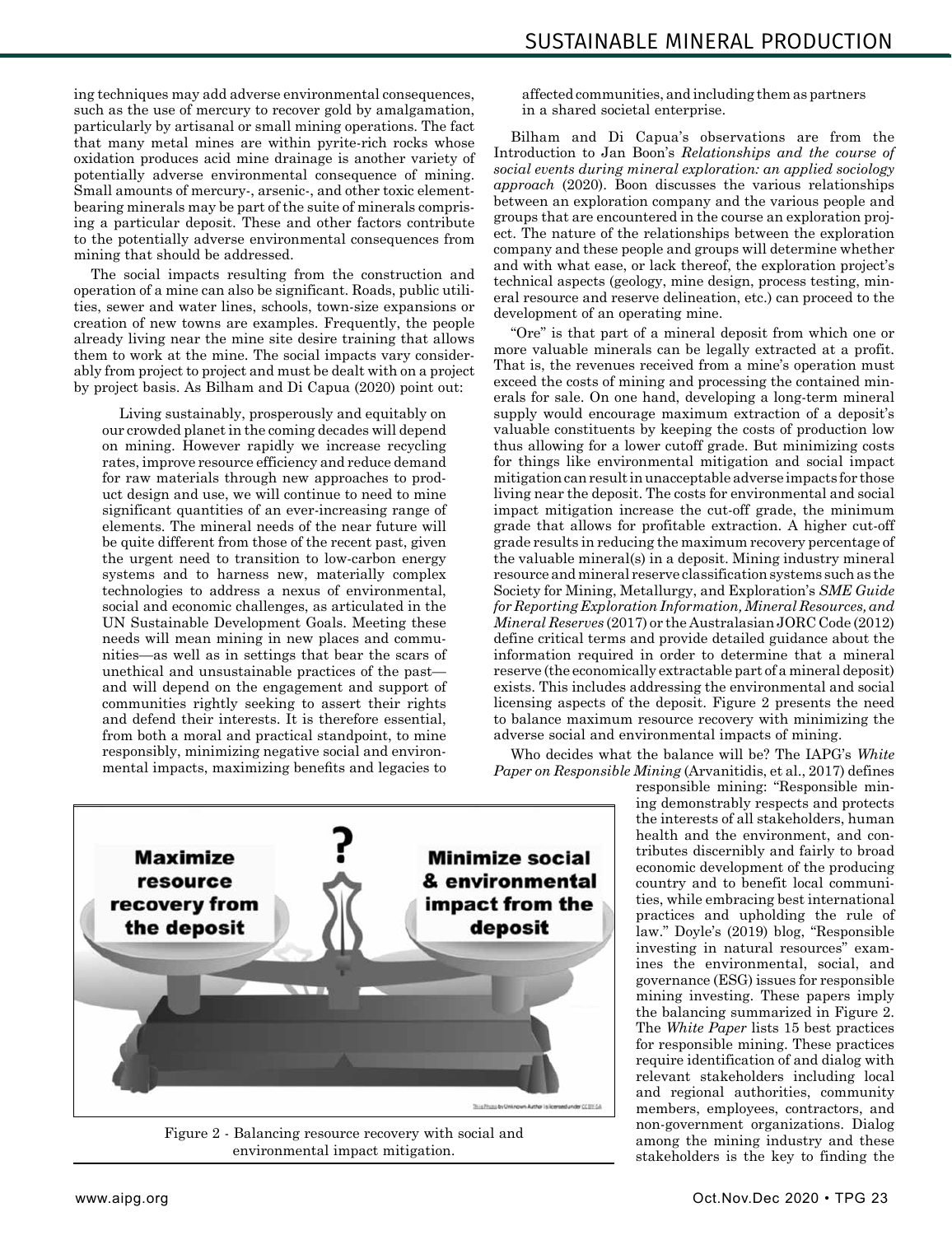ing techniques may add adverse environmental consequences, such as the use of mercury to recover gold by amalgamation, particularly by artisanal or small mining operations. The fact that many metal mines are within pyrite-rich rocks whose oxidation produces acid mine drainage is another variety of potentially adverse environmental consequence of mining. Small amounts of mercury-, arsenic-, and other toxic element-bearing minerals may be part of the suite of minerals comprising a particular deposit. These and other factors contribute to the potentially adverse environmental consequences from mining that should be addressed.

The social impacts resulting from the construction and operation of a mine can also be significant. Roads, public utilities, sewer and water lines, schools, town-size expansions or creation of new towns are examples. Frequently, the people already living near the mine site desire training that allows them to work at the mine. The social impacts vary considerably from project to project and must be dealt with on a project by project basis. As Bilham and Di Capua (2020) point out:

> Living sustainably, prosperously and equitably on our crowded planet in the coming decades will depend on mining. However rapidly we increase recycling rates, improve resource efficiency and reduce demand for raw materials through new approaches to product design and use, we will continue to need to mine significant quantities of an ever-increasing range of elements. The mineral needs of the near future will be quite different from those of the recent past, given the urgent need to transition to low-carbon energy systems and to harness new, materially complex technologies to address a nexus of environmental, social and economic challenges, as articulated in the UN Sustainable Development Goals. Meeting these needs will mean mining in new places and communities—as well as in settings that bear the scars of unethical and unsustainable practices of the past—and will depend on the engagement and support of communities rightly seeking to assert their rights and defend their interests. It is therefore essential, from both a moral and practical standpoint, to mine responsibly, minimizing negative social and environmental impacts, maximizing benefits and legacies to affected communities, and including them as partners in a shared societal enterprise.

Bilham and Di Capua's observations are from the Introduction to Jan Boon's *Relationships and the course of social events during mineral exploration: an applied sociology approach* (2020). Boon discusses the various relationships between an exploration company and the various people and groups that are encountered in the course an exploration project. The nature of the relationships between the exploration company and these people and groups will determine whether and with what ease, or lack thereof, the exploration project's technical aspects (geology, mine design, process testing, mineral resource and reserve delineation, etc.) can proceed to the development of an operating mine.

"Ore" is that part of a mineral deposit from which one or more valuable minerals can be legally extracted at a profit. That is, the revenues received from a mine's operation must exceed the costs of mining and processing the contained minerals for sale. On one hand, developing a long-term mineral supply would encourage maximum extraction of a deposit's valuable constituents by keeping the costs of production low thus allowing for a lower cutoff grade. But minimizing costs for things like environmental mitigation and social impact mitigation can result in unacceptable adverse impacts for those living near the deposit. The costs for environmental and social impact mitigation increase the cut-off grade, the minimum grade that allows for profitable extraction. A higher cut-off grade results in reducing the maximum recovery percentage of the valuable mineral(s) in a deposit. Mining industry mineral resource and mineral reserve classification systems such as the Society for Mining, Metallurgy, and Exploration's *SME Guide for Reporting Exploration Information, Mineral Resources, and Mineral Reserves* (2017) or the Australasian JORC Code (2012) define critical terms and provide detailed guidance about the information required in order to determine that a mineral reserve (the economically extractable part of a mineral deposit) exists. This includes addressing the environmental and social licensing aspects of the deposit. Figure 2 presents the need to balance maximum resource recovery with minimizing the adverse social and environmental impacts of mining.

Who decides what the balance will be? The IAPG's *White Paper on Responsible Mining* (Arvanitidis, et al., 2017) defines responsible mining: "Responsible mining demonstrably respects and protects the interests of all stakeholders, human health and the environment, and contributes discernibly and fairly to broad economic development of the producing country and to benefit local communities, while embracing best international practices and upholding the rule of law." Doyle's (2019) blog, "Responsible investing in natural resources" examines the environmental, social, and governance (ESG) issues for responsible mining investing. These papers imply the balancing summarized in Figure 2. The *White Paper* lists 15 best practices for responsible mining. These practices require identification of and dialog with relevant stakeholders including local and regional authorities, community members, employees, contractors, and non-government organizations. Dialog among the mining industry and these stakeholders is the key to finding the

Figure 2 - Balancing resource recovery with social and environmental impact mitigation.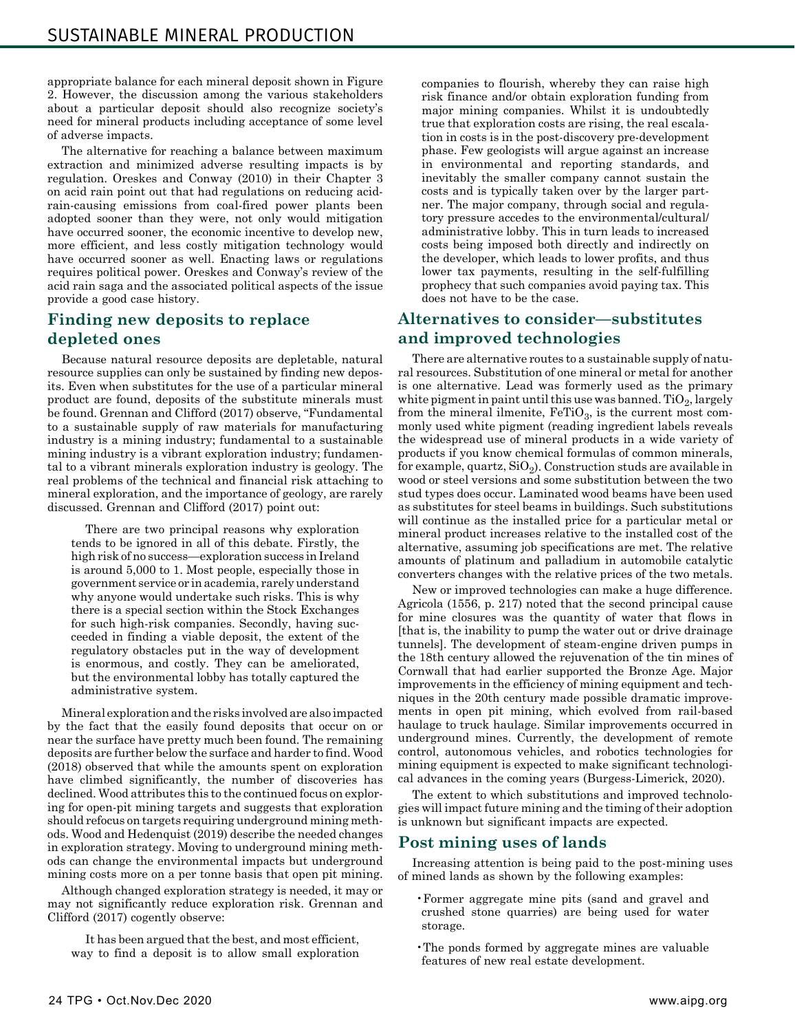appropriate balance for each mineral deposit shown in Figure 2. However, the discussion among the various stakeholders about a particular deposit should also recognize society's need for mineral products including acceptance of some level of adverse impacts.

The alternative for reaching a balance between maximum extraction and minimized adverse resulting impacts is by regulation. Oreskes and Conway (2010) in their Chapter 3 on acid rain point out that had regulations on reducing acid-rain-causing emissions from coal-fired power plants been adopted sooner than they were, not only would mitigation have occurred sooner, the economic incentive to develop new, more efficient, and less costly mitigation technology would have occurred sooner as well. Enacting laws or regulations requires political power. Oreskes and Conway's review of the acid rain saga and the associated political aspects of the issue provide a good case history.

## Finding new deposits to replace depleted ones

Because natural resource deposits are depletable, natural resource supplies can only be sustained by finding new deposits. Even when substitutes for the use of a particular mineral product are found, deposits of the substitute minerals must be found. Grennan and Clifford (2017) observe, "Fundamental to a sustainable supply of raw materials for manufacturing industry is a mining industry; fundamental to a sustainable mining industry is a vibrant exploration industry; fundamental to a vibrant minerals exploration industry is geology. The real problems of the technical and financial risk attaching to mineral exploration, and the importance of geology, are rarely discussed. Grennan and Clifford (2017) point out:

> There are two principal reasons why exploration tends to be ignored in all of this debate. Firstly, the high risk of no success—exploration success in Ireland is around 5,000 to 1. Most people, especially those in government service or in academia, rarely understand why anyone would undertake such risks. This is why there is a special section within the Stock Exchanges for such high-risk companies. Secondly, having succeeded in finding a viable deposit, the extent of the regulatory obstacles put in the way of development is enormous, and costly. They can be ameliorated, but the environmental lobby has totally captured the administrative system.

Mineral exploration and the risks involved are also impacted by the fact that the easily found deposits that occur on or near the surface have pretty much been found. The remaining deposits are further below the surface and harder to find. Wood (2018) observed that while the amounts spent on exploration have climbed significantly, the number of discoveries has declined. Wood attributes this to the continued focus on exploring for open-pit mining targets and suggests that exploration should refocus on targets requiring underground mining methods. Wood and Hedenquist (2019) describe the needed changes in exploration strategy. Moving to underground mining methods can change the environmental impacts but underground mining costs more on a per tonne basis that open pit mining.

Although changed exploration strategy is needed, it may or may not significantly reduce exploration risk. Grennan and Clifford (2017) cogently observe:

> It has been argued that the best, and most efficient, way to find a deposit is to allow small exploration companies to flourish, whereby they can raise high risk finance and/or obtain exploration funding from major mining companies. Whilst it is undoubtedly true that exploration costs are rising, the real escalation in costs is in the post-discovery pre-development phase. Few geologists will argue against an increase in environmental and reporting standards, and inevitably the smaller company cannot sustain the costs and is typically taken over by the larger partner. The major company, through social and regulatory pressure accedes to the environmental/cultural/administrative lobby. This in turn leads to increased costs being imposed both directly and indirectly on the developer, which leads to lower profits, and thus lower tax payments, resulting in the self-fulfilling prophecy that such companies avoid paying tax. This does not have to be the case.

## Alternatives to consider—substitutes and improved technologies

There are alternative routes to a sustainable supply of natural resources. Substitution of one mineral or metal for another is one alternative. Lead was formerly used as the primary white pigment in paint until this use was banned. $TiO_2$, largely from the mineral ilmenite, $FeTiO_3$, is the current most commonly used white pigment (reading ingredient labels reveals the widespread use of mineral products in a wide variety of products if you know chemical formulas of common minerals, for example, quartz, $SiO_2$). Construction studs are available in wood or steel versions and some substitution between the two stud types does occur. Laminated wood beams have been used as substitutes for steel beams in buildings. Such substitutions will continue as the installed price for a particular metal or mineral product increases relative to the installed cost of the alternative, assuming job specifications are met. The relative amounts of platinum and palladium in automobile catalytic converters changes with the relative prices of the two metals.

New or improved technologies can make a huge difference. Agricola (1556, p. 217) noted that the second principal cause for mine closures was the quantity of water that flows in [that is, the inability to pump the water out or drive drainage tunnels]. The development of steam-engine driven pumps in the 18th century allowed the rejuvenation of the tin mines of Cornwall that had earlier supported the Bronze Age. Major improvements in the efficiency of mining equipment and techniques in the 20th century made possible dramatic improvements in open pit mining, which evolved from rail-based haulage to truck haulage. Similar improvements occurred in underground mines. Currently, the development of remote control, autonomous vehicles, and robotics technologies for mining equipment is expected to make significant technological advances in the coming years (Burgess-Limerick, 2020).

The extent to which substitutions and improved technologies will impact future mining and the timing of their adoption is unknown but significant impacts are expected.

## Post mining uses of lands

Increasing attention is being paid to the post-mining uses of mined lands as shown by the following examples:

- Former aggregate mine pits (sand and gravel and crushed stone quarries) are being used for water storage.
- The ponds formed by aggregate mines are valuable features of new real estate development.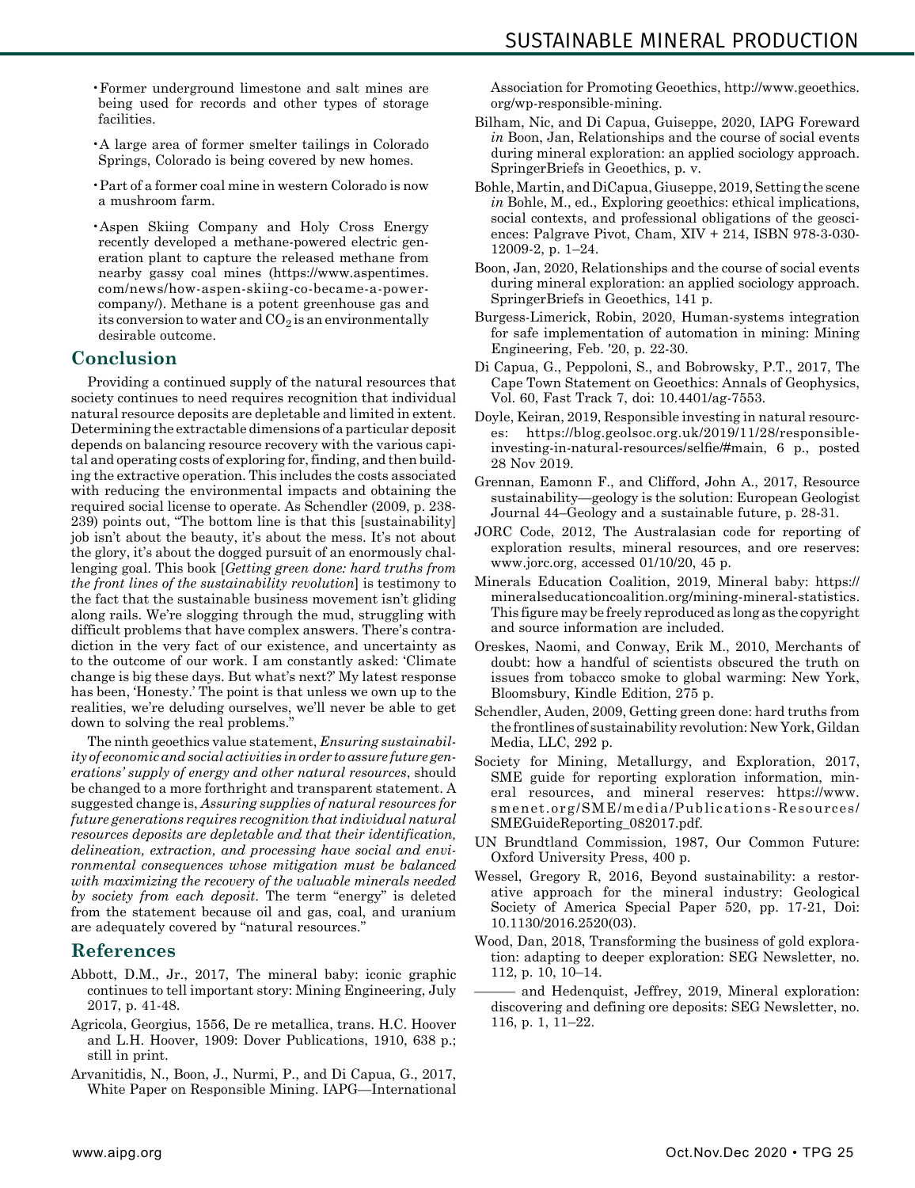- Former underground limestone and salt mines are being used for records and other types of storage facilities.
- A large area of former smelter tailings in Colorado Springs, Colorado is being covered by new homes.
- Part of a former coal mine in western Colorado is now a mushroom farm.
- Aspen Skiing Company and Holy Cross Energy recently developed a methane-powered electric generation plant to capture the released methane from nearby gassy coal mines (https://www.aspentimes.com/news/how-aspen-skiing-co-became-a-power-company/). Methane is a potent greenhouse gas and its conversion to water and $CO_2$ is an environmentally desirable outcome.

## Conclusion

Providing a continued supply of the natural resources that society continues to need requires recognition that individual natural resource deposits are depletable and limited in extent. Determining the extractable dimensions of a particular deposit depends on balancing resource recovery with the various capital and operating costs of exploring for, finding, and then building the extractive operation. This includes the costs associated with reducing the environmental impacts and obtaining the required social license to operate. As Schendler (2009, p. 238-239) points out, "The bottom line is that this [sustainability] job isn't about the beauty, it's about the mess. It's not about the glory, it's about the dogged pursuit of an enormously challenging goal. This book [*Getting green done: hard truths from the front lines of the sustainability revolution*] is testimony to the fact that the sustainable business movement isn't gliding along rails. We're slogging through the mud, struggling with difficult problems that have complex answers. There's contradiction in the very fact of our existence, and uncertainty as to the outcome of our work. I am constantly asked: 'Climate change is big these days. But what's next?' My latest response has been, 'Honesty.' The point is that unless we own up to the realities, we're deluding ourselves, we'll never be able to get down to solving the real problems."

The ninth geoethics value statement, *Ensuring sustainability of economic and social activities in order to assure future generations' supply of energy and other natural resources*, should be changed to a more forthright and transparent statement. A suggested change is, *Assuring supplies of natural resources for future generations requires recognition that individual natural resources deposits are depletable and that their identification, delineation, extraction, and processing have social and environmental consequences whose mitigation must be balanced with maximizing the recovery of the valuable minerals needed by society from each deposit.* The term "energy" is deleted from the statement because oil and gas, coal, and uranium are adequately covered by "natural resources."

## References

Abbott, D.M., Jr., 2017, The mineral baby: iconic graphic continues to tell important story: Mining Engineering, July 2017, p. 41-48.

Agricola, Georgius, 1556, De re metallica, trans. H.C. Hoover and L.H. Hoover, 1909: Dover Publications, 1910, 638 p.; still in print.

Arvanitidis, N., Boon, J., Nurmi, P., and Di Capua, G., 2017, White Paper on Responsible Mining. IAPG—International Association for Promoting Geoethics, http://www.geoethics.org/wp-responsible-mining.

Bilham, Nic, and Di Capua, Guiseppe, 2020, IAPG Foreward *in* Boon, Jan, Relationships and the course of social events during mineral exploration: an applied sociology approach. SpringerBriefs in Geoethics, p. v.

Bohle, Martin, and DiCapua, Giusieppe, 2019, Setting the scene *in* Bohle, M., ed., Exploring geoethics: ethical implications, social contexts, and professional obligations of the geosciences: Palgrave Pivot, Cham, XIV + 214, ISBN 978-3-030-12009-2, p. 1–24.

Boon, Jan, 2020, Relationships and the course of social events during mineral exploration: an applied sociology approach. SpringerBriefs in Geoethics, 141 p.

Burgess-Limerick, Robin, 2020, Human-systems integration for safe implementation of automation in mining: Mining Engineering, Feb. '20, p. 22-30.

Di Capua, G., Peppoloni, S., and Bobrowsky, P.T., 2017, The Cape Town Statement on Geoethics: Annals of Geophysics, Vol. 60, Fast Track 7, doi: 10.4401/ag-7553.

Doyle, Keiran, 2019, Responsible investing in natural resources: https://blog.geolsoc.org.uk/2019/11/28/responsible-investing-in-natural-resources/selfie/#main, 6 p., posted 28 Nov 2019.

Grennan, Eamonn F., and Clifford, John A., 2017, Resource sustainability—geology is the solution: European Geologist Journal 44–Geology and a sustainable future, p. 28-31.

JORC Code, 2012, The Australasian code for reporting of exploration results, mineral resources, and ore reserves: www.jorc.org, accessed 01/10/20, 45 p.

Minerals Education Coalition, 2019, Mineral baby: https://mineralseducationcoalition.org/mining-mineral-statistics. This figure may be freely reproduced as long as the copyright and source information are included.

Oreskes, Naomi, and Conway, Erik M., 2010, Merchants of doubt: how a handful of scientists obscured the truth on issues from tobacco smoke to global warming: New York, Bloomsbury, Kindle Edition, 275 p.

Schendler, Auden, 2009, Getting green done: hard truths from the frontlines of sustainability revolution: New York, Gildan Media, LLC, 292 p.

Society for Mining, Metallurgy, and Exploration, 2017, SME guide for reporting exploration information, mineral resources, and mineral reserves: https://www.smenet.org/SME/media/Publications-Resources/SMEGuideReporting_082017.pdf.

UN Brundtland Commission, 1987, Our Common Future: Oxford University Press, 400 p.

Wessel, Gregory R, 2016, Beyond sustainability: a restorative approach for the mineral industry: Geological Society of America Special Paper 520, pp. 17-21, Doi: 10.1130/2016.2520(03).

Wood, Dan, 2018, Transforming the business of gold exploration: adapting to deeper exploration: SEG Newsletter, no. 112, p. 10, 10–14.

——— and Hedenquist, Jeffrey, 2019, Mineral exploration: discovering and defining ore deposits: SEG Newsletter, no. 116, p. 1, 11–22.